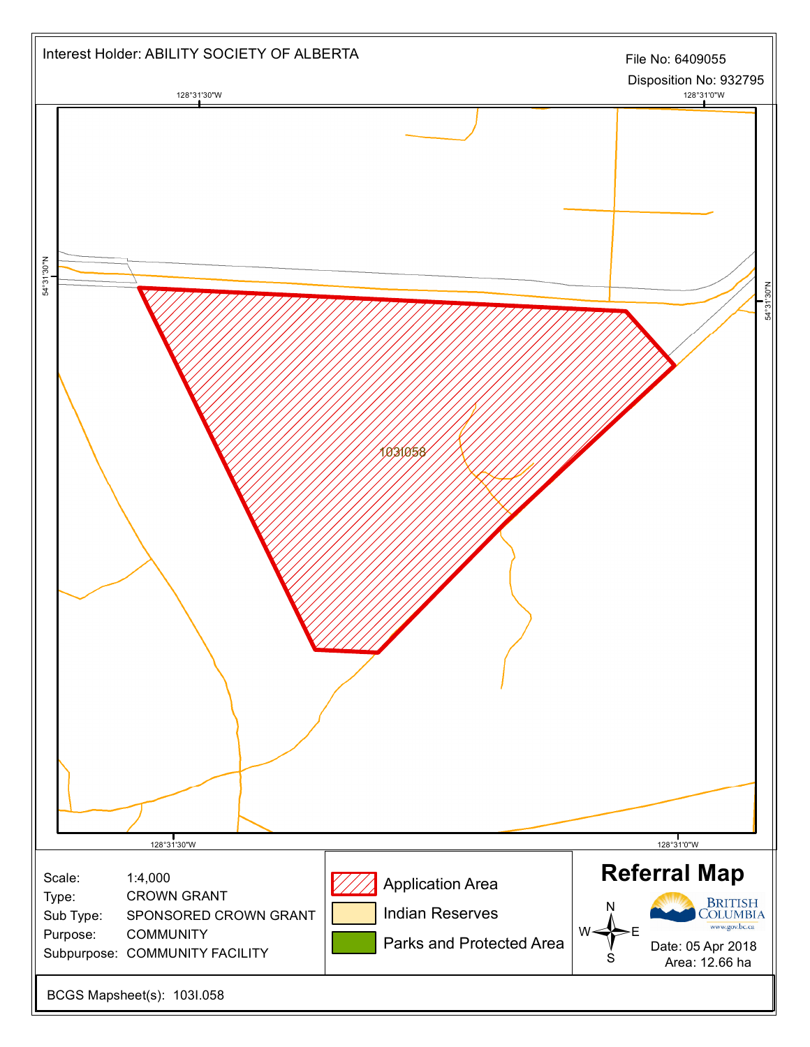Interest Holder: ABILITY SOCIETY OF ALBERTA

File No: 6409055

Disposition No: 932795

128°31'30"W

128°31'0"W

54°31'30"N

103I058

# Referral Map

Scale: 1:4,000

Type: CROWN GRANT

Sub Type: SPONSORED CROWN GRANT

Purpose: COMMUNITY

Subpurpose: COMMUNITY FACILITY

Application Area

Indian Reserves

Parks and Protected Area

BRITISH COLUMBIA

www.gov.bc.ca

Date: 05 Apr 2018

Area: 12.66 ha

BCGS Mapsheet(s): 103I.058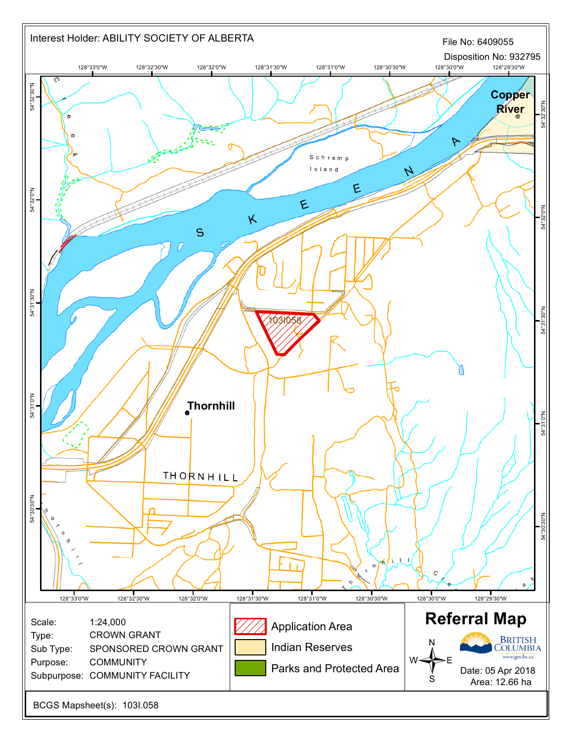Interest Holder: ABILITY SOCIETY OF ALBERTA

File No: 6409055

Disposition No: 932795

# Referral Map

| | |
|---|---|
| Scale: | 1:24,000 |
| Type: | CROWN GRANT |
| Sub Type: | SPONSORED CROWN GRANT |
| Purpose: | COMMUNITY |
| Subpurpose: | COMMUNITY FACILITY |

**Legend:**
- Application Area
- Indian Reserves
- Parks and Protected Area

Date: 05 Apr 2018

Area: 12.66 ha

BCGS Mapsheet(s): 103I.058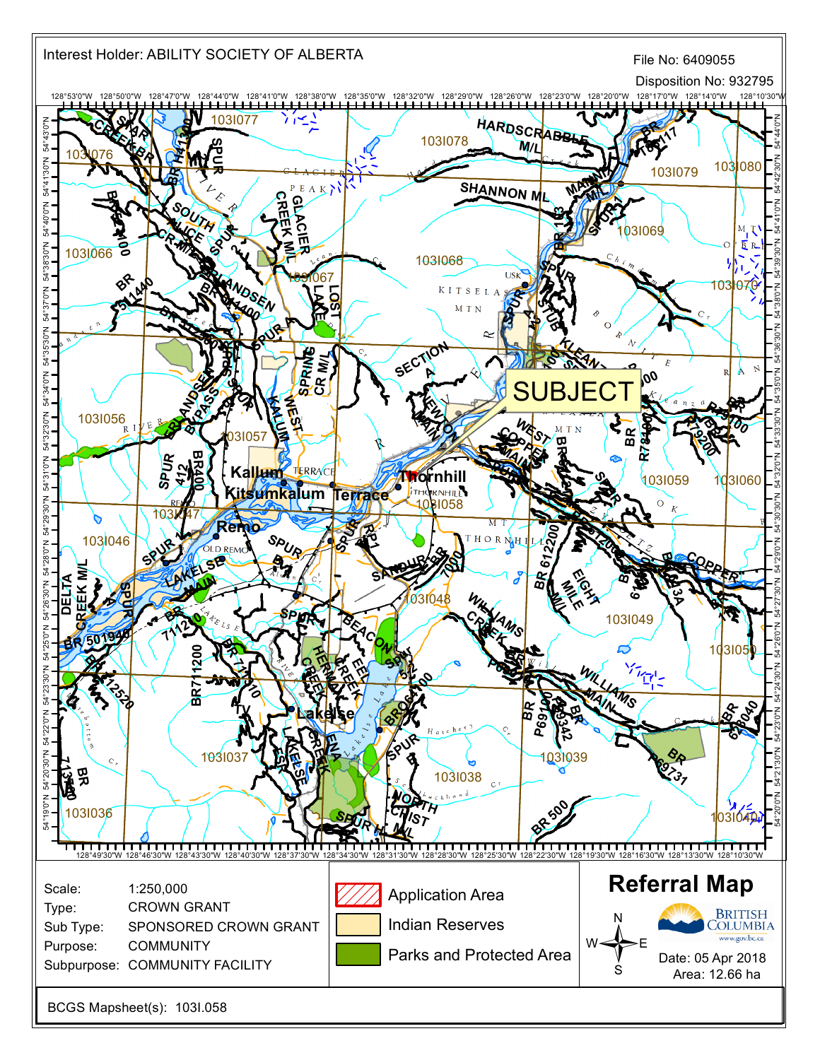Interest Holder: ABILITY SOCIETY OF ALBERTA

File No: 6409055

Disposition No: 932795

SUBJECT

Scale: 1:250,000

Type: CROWN GRANT

Sub Type: SPONSORED CROWN GRANT

Purpose: COMMUNITY

Subpurpose: COMMUNITY FACILITY

Application Area

Indian Reserves

Parks and Protected Area

# Referral Map

BRITISH COLUMBIA

www.gov.bc.ca

Date: 05 Apr 2018

Area: 12.66 ha

BCGS Mapsheet(s): 103I.058